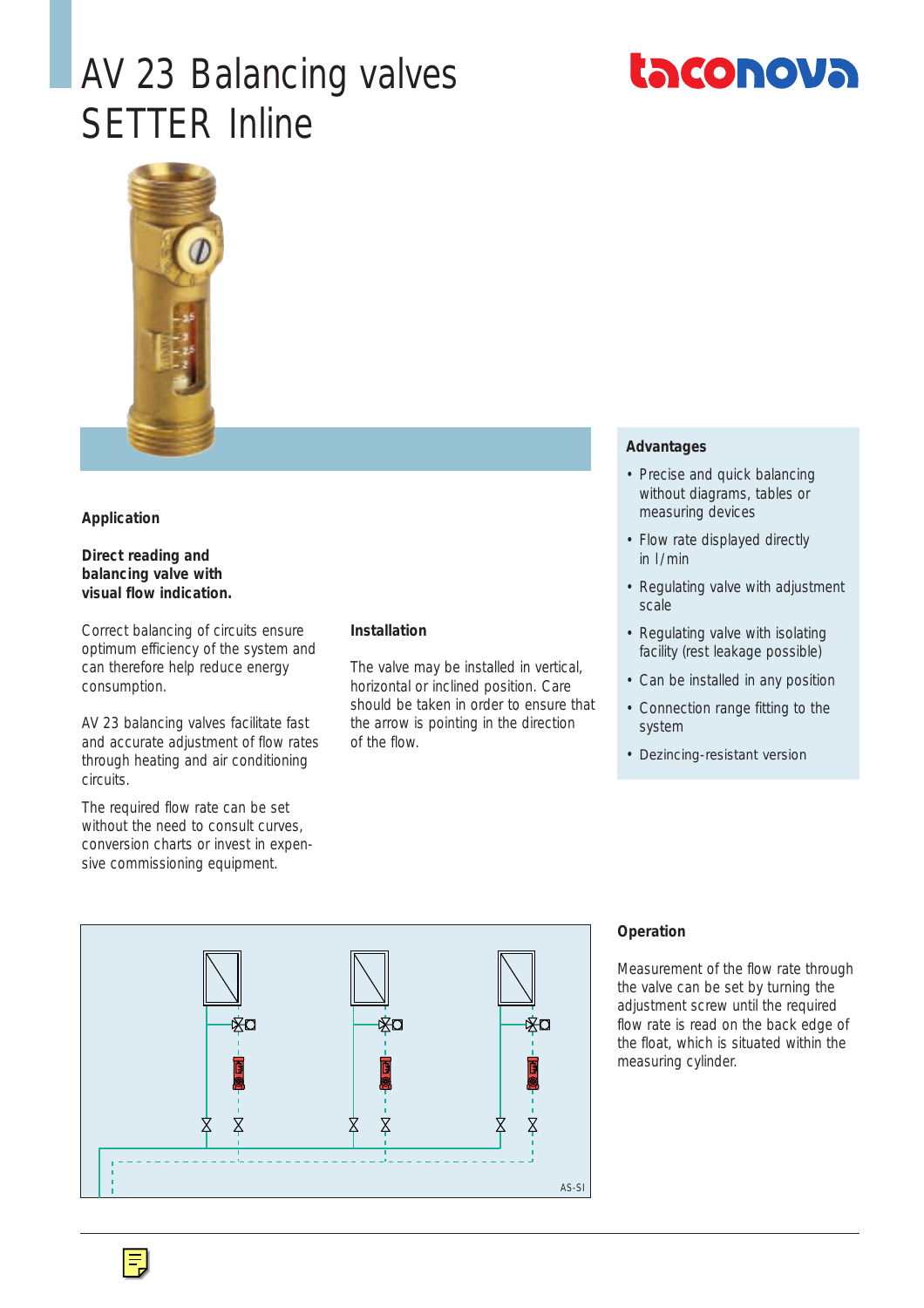# AV 23 Balancing valves SETTER Inline

## Application

**Direct reading and balancing valve with visual flow indication.**

Correct balancing of circuits ensure optimum efficiency of the system and can therefore help reduce energy consumption.

AV 23 balancing valves facilitate fast and accurate adjustment of flow rates through heating and air conditioning circuits.

The required flow rate can be set without the need to consult curves, conversion charts or invest in expensive commissioning equipment.

## Installation

The valve may be installed in vertical, horizontal or inclined position. Care should be taken in order to ensure that the arrow is pointing in the direction of the flow.

## Advantages

- Precise and quick balancing without diagrams, tables or measuring devices
- Flow rate displayed directly in l/min
- Regulating valve with adjustment scale
- Regulating valve with isolating facility (rest leakage possible)
- Can be installed in any position
- Connection range fitting to the system
- Dezincing-resistant version

AS-SI

## Operation

Measurement of the flow rate through the valve can be set by turning the adjustment screw until the required flow rate is read on the back edge of the float, which is situated within the measuring cylinder.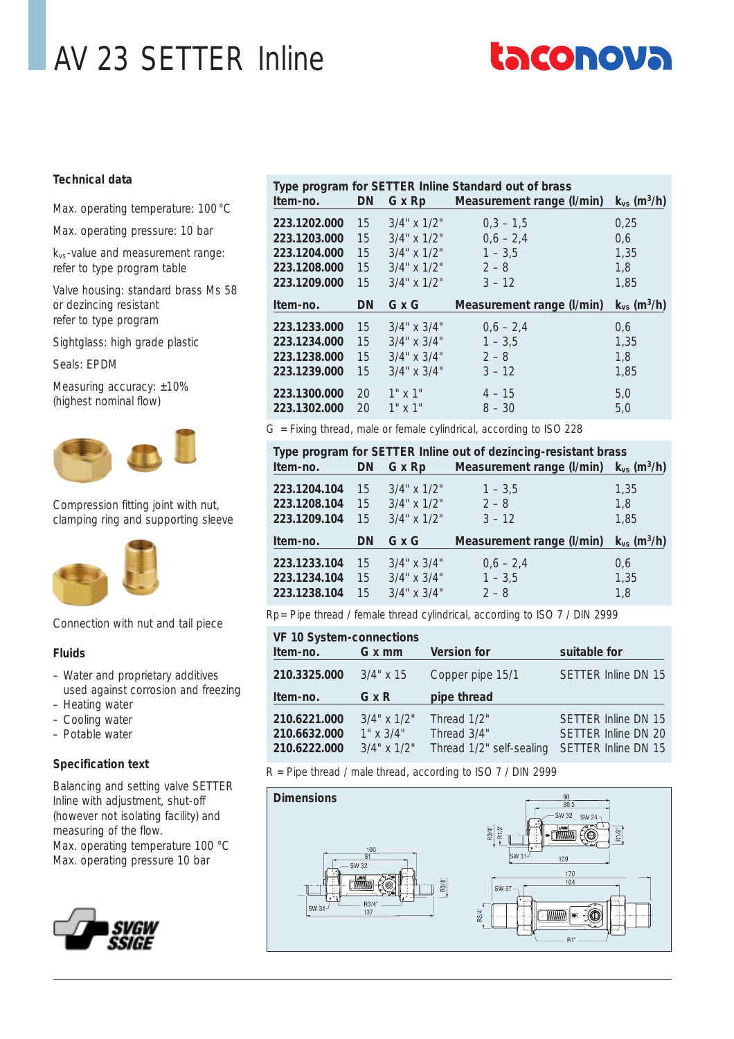# AV 23 SETTER Inline

### Technical data

Max. operating temperature: 100 °C

Max. operating pressure: 10 bar

$k_{vs}$-value and measurement range: refer to type program table

Valve housing: standard brass Ms 58 or dezincing resistant refer to type program

Sightglass: high grade plastic

Seals: EPDM

Measuring accuracy: ±10% (highest nominal flow)

Compression fitting joint with nut, clamping ring and supporting sleeve

Connection with nut and tail piece

### Fluids

- Water and proprietary additives used against corrosion and freezing
- Heating water
- Cooling water
- Potable water

### Specification text

Balancing and setting valve SETTER Inline with adjustment, shut-off (however not isolating facility) and measuring of the flow.
Max. operating temperature 100 °C
Max. operating pressure 10 bar

**Type program for SETTER Inline Standard out of brass**

| Item-no. | DN | G x Rp | Measurement range (l/min) | $k_{vs}$ ($m^3/h$) |
|---|---|---|---|---|
| **223.1202.000** | 15 | 3/4" x 1/2" | 0,3 – 1,5 | 0,25 |
| **223.1203.000** | 15 | 3/4" x 1/2" | 0,6 – 2,4 | 0,6 |
| **223.1204.000** | 15 | 3/4" x 1/2" | 1 – 3,5 | 1,35 |
| **223.1208.000** | 15 | 3/4" x 1/2" | 2 – 8 | 1,8 |
| **223.1209.000** | 15 | 3/4" x 1/2" | 3 – 12 | 1,85 |
| **Item-no.** | **DN** | **G x G** | **Measurement range (l/min)** | **$k_{vs}$ ($m^3/h$)** |
| **223.1233.000** | 15 | 3/4" x 3/4" | 0,6 – 2,4 | 0,6 |
| **223.1234.000** | 15 | 3/4" x 3/4" | 1 – 3,5 | 1,35 |
| **223.1238.000** | 15 | 3/4" x 3/4" | 2 – 8 | 1,8 |
| **223.1239.000** | 15 | 3/4" x 3/4" | 3 – 12 | 1,85 |
| **223.1300.000** | 20 | 1" x 1" | 4 – 15 | 5,0 |
| **223.1302.000** | 20 | 1" x 1" | 8 – 30 | 5,0 |

G = Fixing thread, male or female cylindrical, according to ISO 228

**Type program for SETTER Inline out of dezincing-resistant brass**

| Item-no. | DN | G x Rp | Measurement range (l/min) | $k_{vs}$ ($m^3/h$) |
|---|---|---|---|---|
| **223.1204.104** | 15 | 3/4" x 1/2" | 1 – 3,5 | 1,35 |
| **223.1208.104** | 15 | 3/4" x 1/2" | 2 – 8 | 1,8 |
| **223.1209.104** | 15 | 3/4" x 1/2" | 3 – 12 | 1,85 |
| **Item-no.** | **DN** | **G x G** | **Measurement range (l/min)** | **$k_{vs}$ ($m^3/h$)** |
| **223.1233.104** | 15 | 3/4" x 3/4" | 0,6 – 2,4 | 0,6 |
| **223.1234.104** | 15 | 3/4" x 3/4" | 1 – 3,5 | 1,35 |
| **223.1238.104** | 15 | 3/4" x 3/4" | 2 – 8 | 1,8 |

Rp = Pipe thread / female thread cylindrical, according to ISO 7 / DIN 2999

**VF 10 System-connections**

| Item-no. | G x mm | Version for | suitable for |
|---|---|---|---|
| **210.3325.000** | 3/4" x 15 | Copper pipe 15/1 | SETTER Inline DN 15 |
| **Item-no.** | **G x R** | **pipe thread** | |
| **210.6221.000** | 3/4" x 1/2" | Thread 1/2" | SETTER Inline DN 15 |
| **210.6632.000** | 1" x 3/4" | Thread 3/4" | SETTER Inline DN 20 |
| **210.6222.000** | 3/4" x 1/2" | Thread 1/2" self-sealing | SETTER Inline DN 15 |

R = Pipe thread / male thread, according to ISO 7 / DIN 2999

**Dimensions**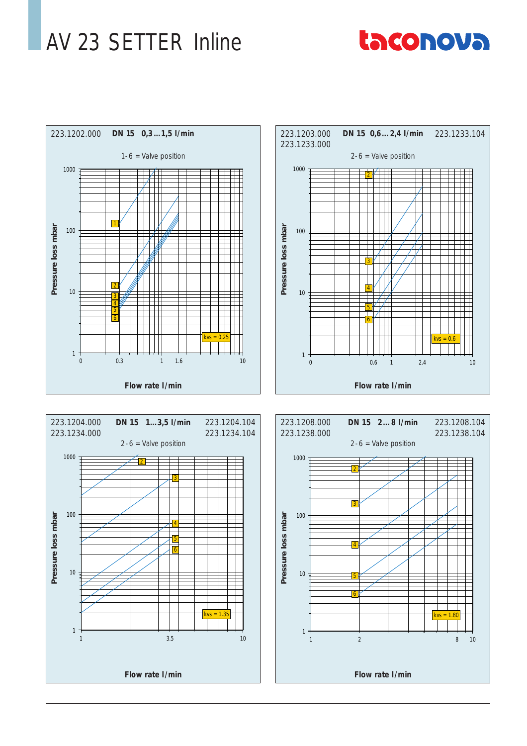# AV 23 SETTER Inline

taconova

223.1202.000 **DN 15 0,3…1,5 l/min**

1-6 = Valve position

Pressure loss mbar

1000, 100, 10, 1

1, 2, 3, 4, 5, 6

kvs = 0.25

0, 0.3, 1, 1.6, 10

**Flow rate l/min**

223.1203.000 **DN 15 0,6…2,4 l/min** 223.1233.104
223.1233.000

2-6 = Valve position

Pressure loss mbar

1000, 100, 10, 1

2, 3, 4, 5, 6

kvs = 0.6

0, 0.6, 1, 2.4, 10

**Flow rate l/min**

223.1204.000 **DN 15 1…3,5 l/min** 223.1204.104
223.1234.000 223.1234.104

2-6 = Valve position

Pressure loss mbar

1000, 100, 10, 1

2, 3, 4, 5, 6

kvs = 1.35

1, 3.5, 10

**Flow rate l/min**

223.1208.000 **DN 15 2…8 l/min** 223.1208.104
223.1238.000 223.1238.104

2-6 = Valve position

Pressure loss mbar

1000, 100, 10, 1

2, 3, 4, 5, 6

kvs = 1.80

1, 2, 8, 10

**Flow rate l/min**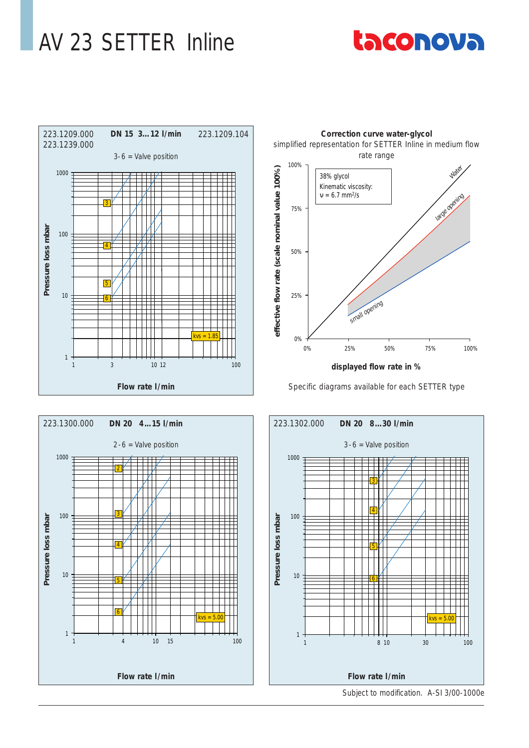# AV 23 SETTER Inline

taconova

223.1209.000 **DN 15 3…12 l/min** 223.1209.104
223.1239.000

3 - 6 = Valve position

Pressure loss mbar

kvs = 1.85

**Flow rate l/min**

**Correction curve water-glycol**
simplified representation for SETTER Inline in medium flow rate range

38% glycol
Kinematic viscosity:
$\nu$ = 6.7 mm²/s

Water
large opening
small opening

**effective flow rate (scale nominal value 100%)**

**displayed flow rate in %**

Specific diagrams available for each SETTER type

223.1300.000 **DN 20 4…15 l/min**

2 - 6 = Valve position

Pressure loss mbar

kvs = 5.00

**Flow rate l/min**

223.1302.000 **DN 20 8…30 l/min**

3 - 6 = Valve position

Pressure loss mbar

kvs = 5.00

**Flow rate l/min**

Subject to modification. A-SI 3/00-1000e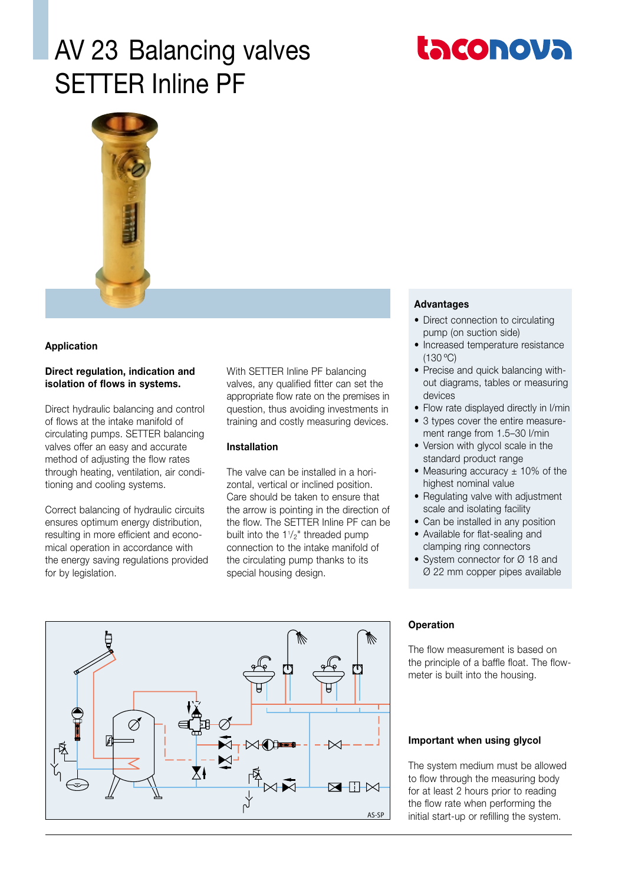# AV 23 Balancing valves SETTER Inline PF

taconova

## Application

**Direct regulation, indication and isolation of flows in systems.**

Direct hydraulic balancing and control of flows at the intake manifold of circulating pumps. SETTER balancing valves offer an easy and accurate method of adjusting the flow rates through heating, ventilation, air conditioning and cooling systems.

Correct balancing of hydraulic circuits ensures optimum energy distribution, resulting in more efficient and economical operation in accordance with the energy saving regulations provided for by legislation.

With SETTER Inline PF balancing valves, any qualified fitter can set the appropriate flow rate on the premises in question, thus avoiding investments in training and costly measuring devices.

### Installation

The valve can be installed in a horizontal, vertical or inclined position. Care should be taken to ensure that the arrow is pointing in the direction of the flow. The SETTER Inline PF can be built into the 1 1/2" threaded pump connection to the intake manifold of the circulating pump thanks to its special housing design.

### Advantages

- Direct connection to circulating pump (on suction side)
- Increased temperature resistance (130 °C)
- Precise and quick balancing without diagrams, tables or measuring devices
- Flow rate displayed directly in l/min
- 3 types cover the entire measurement range from 1.5–30 l/min
- Version with glycol scale in the standard product range
- Measuring accuracy ± 10% of the highest nominal value
- Regulating valve with adjustment scale and isolating facility
- Can be installed in any position
- Available for flat-sealing and clamping ring connectors
- System connector for Ø 18 and Ø 22 mm copper pipes available

AS-SP

### Operation

The flow measurement is based on the principle of a baffle float. The flowmeter is built into the housing.

### Important when using glycol

The system medium must be allowed to flow through the measuring body for at least 2 hours prior to reading the flow rate when performing the initial start-up or refilling the system.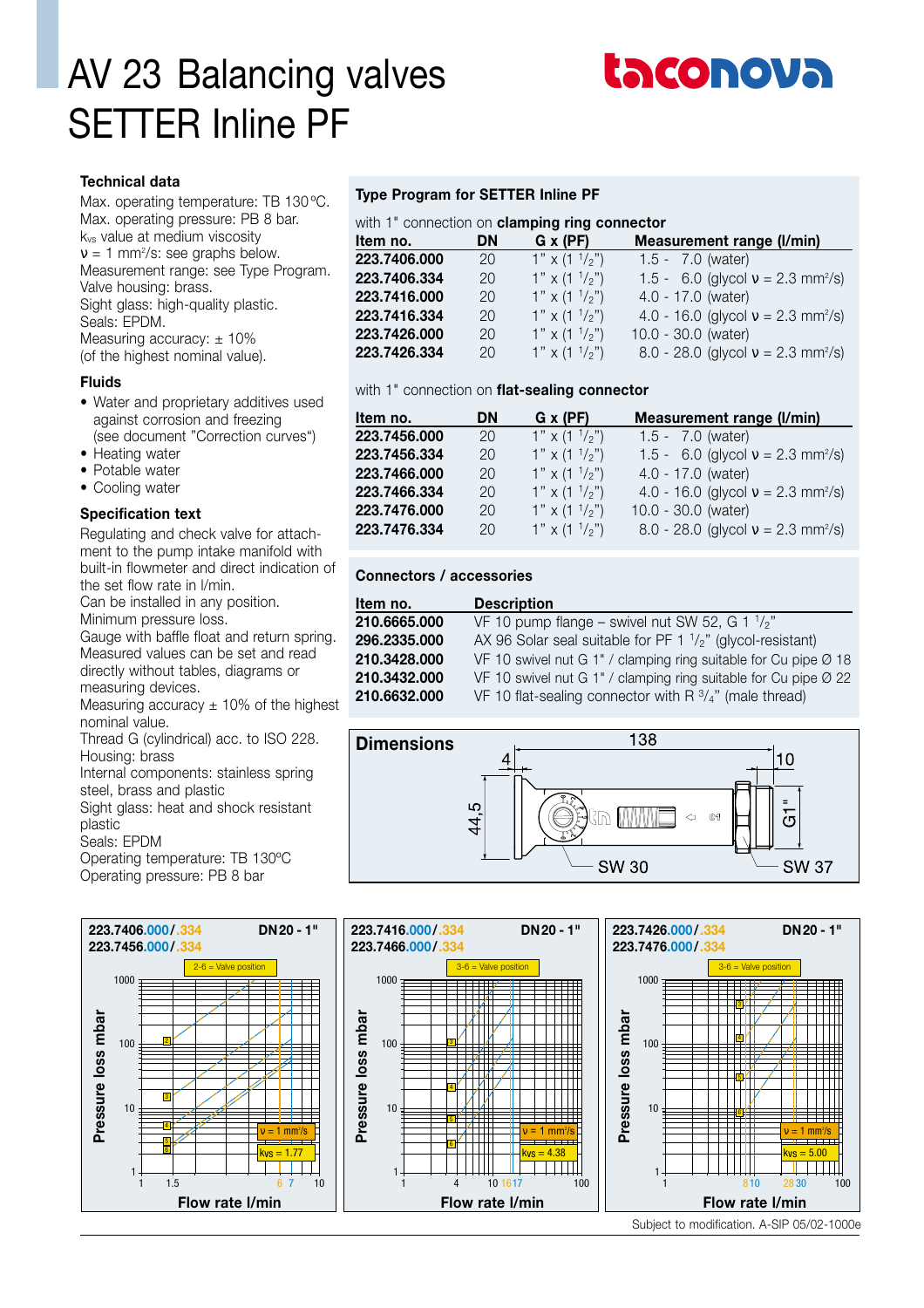# AV 23 Balancing valves SETTER Inline PF

taconova

### Technical data

Max. operating temperature: TB 130 °C.
Max. operating pressure: PB 8 bar.
$k_{vs}$ value at medium viscosity
ν = 1 mm²/s: see graphs below.
Measurement range: see Type Program.
Valve housing: brass.
Sight glass: high-quality plastic.
Seals: EPDM.
Measuring accuracy: ± 10%
(of the highest nominal value).

### Fluids

- Water and proprietary additives used against corrosion and freezing (see document "Correction curves")
- Heating water
- Potable water
- Cooling water

### Specification text

Regulating and check valve for attachment to the pump intake manifold with built-in flowmeter and direct indication of the set flow rate in l/min.
Can be installed in any position.
Minimum pressure loss.
Gauge with baffle float and return spring.
Measured values can be set and read directly without tables, diagrams or measuring devices.
Measuring accuracy ± 10% of the highest nominal value.
Thread G (cylindrical) acc. to ISO 228.
Housing: brass
Internal components: stainless spring steel, brass and plastic
Sight glass: heat and shock resistant plastic
Seals: EPDM
Operating temperature: TB 130ºC
Operating pressure: PB 8 bar

### Type Program for SETTER Inline PF

with 1" connection on **clamping ring connector**

| Item no. | DN | G x (PF) | Measurement range (l/min) |
|---|---|---|---|
| **223.7406.000** | 20 | 1" x (1 1/2") | 1.5 - 7.0 (water) |
| **223.7406.334** | 20 | 1" x (1 1/2") | 1.5 - 6.0 (glycol ν = 2.3 mm²/s) |
| **223.7416.000** | 20 | 1" x (1 1/2") | 4.0 - 17.0 (water) |
| **223.7416.334** | 20 | 1" x (1 1/2") | 4.0 - 16.0 (glycol ν = 2.3 mm²/s) |
| **223.7426.000** | 20 | 1" x (1 1/2") | 10.0 - 30.0 (water) |
| **223.7426.334** | 20 | 1" x (1 1/2") | 8.0 - 28.0 (glycol ν = 2.3 mm²/s) |

with 1" connection on **flat-sealing connector**

| Item no. | DN | G x (PF) | Measurement range (l/min) |
|---|---|---|---|
| **223.7456.000** | 20 | 1" x (1 1/2") | 1.5 - 7.0 (water) |
| **223.7456.334** | 20 | 1" x (1 1/2") | 1.5 - 6.0 (glycol ν = 2.3 mm²/s) |
| **223.7466.000** | 20 | 1" x (1 1/2") | 4.0 - 17.0 (water) |
| **223.7466.334** | 20 | 1" x (1 1/2") | 4.0 - 16.0 (glycol ν = 2.3 mm²/s) |
| **223.7476.000** | 20 | 1" x (1 1/2") | 10.0 - 30.0 (water) |
| **223.7476.334** | 20 | 1" x (1 1/2") | 8.0 - 28.0 (glycol ν = 2.3 mm²/s) |

### Connectors / accessories

| Item no. | Description |
|---|---|
| **210.6665.000** | VF 10 pump flange – swivel nut SW 52, G 1 1/2" |
| **296.2335.000** | AX 96 Solar seal suitable for PF 1 1/2" (glycol-resistant) |
| **210.3428.000** | VF 10 swivel nut G 1" / clamping ring suitable for Cu pipe Ø 18 |
| **210.3432.000** | VF 10 swivel nut G 1" / clamping ring suitable for Cu pipe Ø 22 |
| **210.6632.000** | VF 10 flat-sealing connector with R 3/4" (male thread) |

### Dimensions

138
4
10
44,5
G1"
SW 30
SW 37

223.7406.000/.334
223.7456.000/.334
DN 20 - 1"
2-6 = Valve position
Pressure loss mbar
1000
100
10
1
ν = 1 mm²/s
kvs = 1.77
1 1.5 6 7 10
Flow rate l/min

223.7416.000/.334
223.7466.000/.334
DN 20 - 1"
3-6 = Valve position
Pressure loss mbar
1000
100
10
1
ν = 1 mm²/s
kvs = 4.38
1 4 10 16 17 100
Flow rate l/min

223.7426.000/.334
223.7476.000/.334
DN 20 - 1"
3-6 = Valve position
Pressure loss mbar
1000
100
10
1
ν = 1 mm²/s
kvs = 5.00
1 8 10 28 30 100
Flow rate l/min

Subject to modification. A-SIP 05/02-1000e